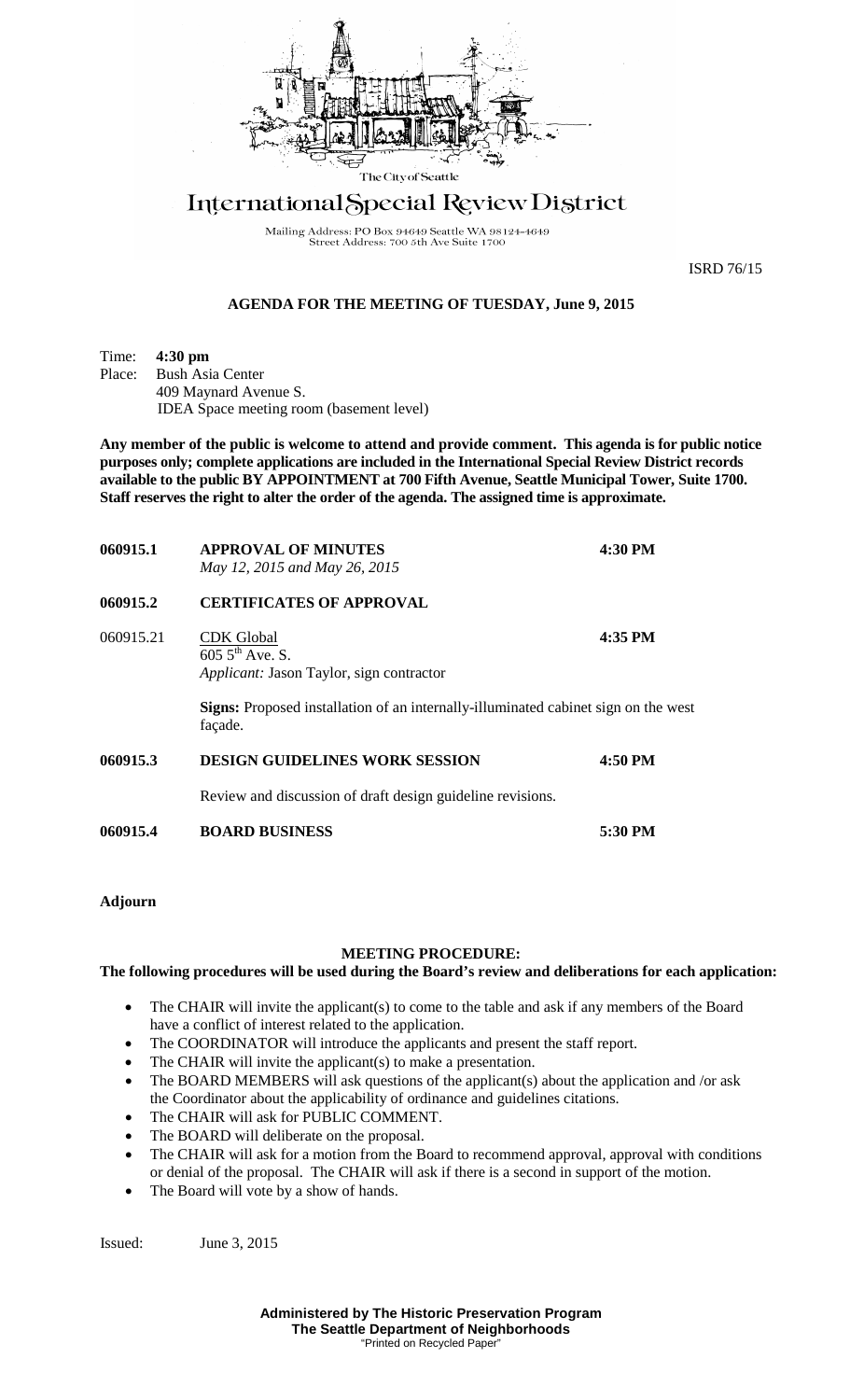The City of Seattle

# International Special Review District

Mailing Address: PO Box 94649 Seattle WA 98124-4649
Street Address: 700 5th Ave Suite 1700

ISRD 76/15

## AGENDA FOR THE MEETING OF TUESDAY, June 9, 2015

Time: **4:30 pm**
Place: Bush Asia Center
409 Maynard Avenue S.
IDEA Space meeting room (basement level)

**Any member of the public is welcome to attend and provide comment. This agenda is for public notice purposes only; complete applications are included in the International Special Review District records available to the public BY APPOINTMENT at 700 Fifth Avenue, Seattle Municipal Tower, Suite 1700. Staff reserves the right to alter the order of the agenda. The assigned time is approximate.**

**060915.1 APPROVAL OF MINUTES** **4:30 PM**
*May 12, 2015 and May 26, 2015*

**060915.2 CERTIFICATES OF APPROVAL**

060915.21 CDK Global **4:35 PM**
605 5th Ave. S.
*Applicant:* Jason Taylor, sign contractor

**Signs:** Proposed installation of an internally-illuminated cabinet sign on the west façade.

**060915.3 DESIGN GUIDELINES WORK SESSION** **4:50 PM**

Review and discussion of draft design guideline revisions.

**060915.4 BOARD BUSINESS** **5:30 PM**

**Adjourn**

### MEETING PROCEDURE:

**The following procedures will be used during the Board's review and deliberations for each application:**

- The CHAIR will invite the applicant(s) to come to the table and ask if any members of the Board have a conflict of interest related to the application.
- The COORDINATOR will introduce the applicants and present the staff report.
- The CHAIR will invite the applicant(s) to make a presentation.
- The BOARD MEMBERS will ask questions of the applicant(s) about the application and /or ask the Coordinator about the applicability of ordinance and guidelines citations.
- The CHAIR will ask for PUBLIC COMMENT.
- The BOARD will deliberate on the proposal.
- The CHAIR will ask for a motion from the Board to recommend approval, approval with conditions or denial of the proposal. The CHAIR will ask if there is a second in support of the motion.
- The Board will vote by a show of hands.

Issued: June 3, 2015

**Administered by The Historic Preservation Program**
**The Seattle Department of Neighborhoods**
"Printed on Recycled Paper"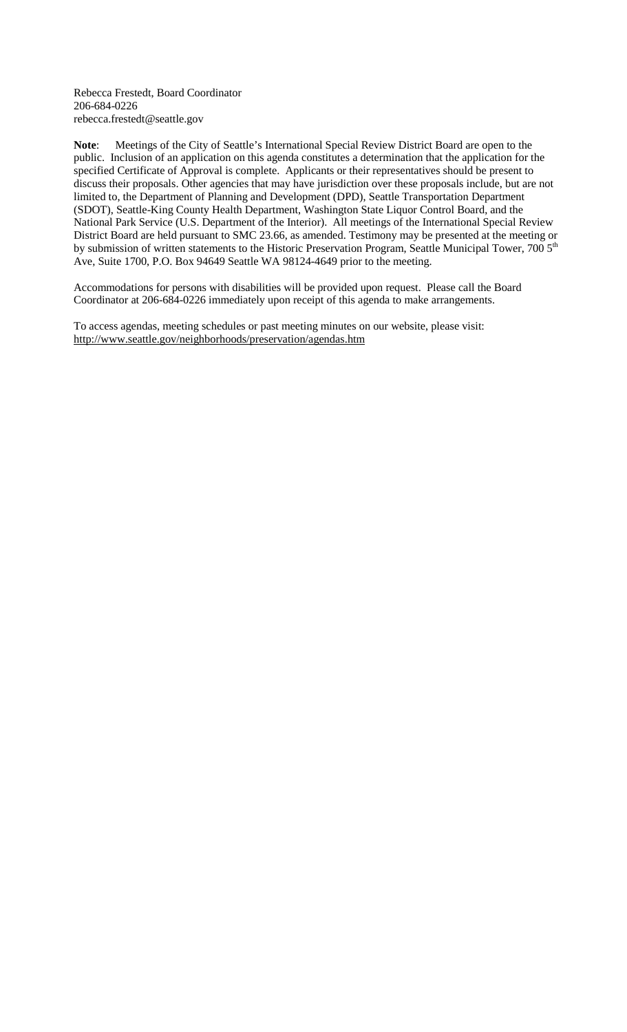Rebecca Frestedt, Board Coordinator
206-684-0226
rebecca.frestedt@seattle.gov

**Note**: Meetings of the City of Seattle's International Special Review District Board are open to the public. Inclusion of an application on this agenda constitutes a determination that the application for the specified Certificate of Approval is complete. Applicants or their representatives should be present to discuss their proposals. Other agencies that may have jurisdiction over these proposals include, but are not limited to, the Department of Planning and Development (DPD), Seattle Transportation Department (SDOT), Seattle-King County Health Department, Washington State Liquor Control Board, and the National Park Service (U.S. Department of the Interior). All meetings of the International Special Review District Board are held pursuant to SMC 23.66, as amended. Testimony may be presented at the meeting or by submission of written statements to the Historic Preservation Program, Seattle Municipal Tower, 700 5th Ave, Suite 1700, P.O. Box 94649 Seattle WA 98124-4649 prior to the meeting.

Accommodations for persons with disabilities will be provided upon request. Please call the Board Coordinator at 206-684-0226 immediately upon receipt of this agenda to make arrangements.

To access agendas, meeting schedules or past meeting minutes on our website, please visit:
http://www.seattle.gov/neighborhoods/preservation/agendas.htm